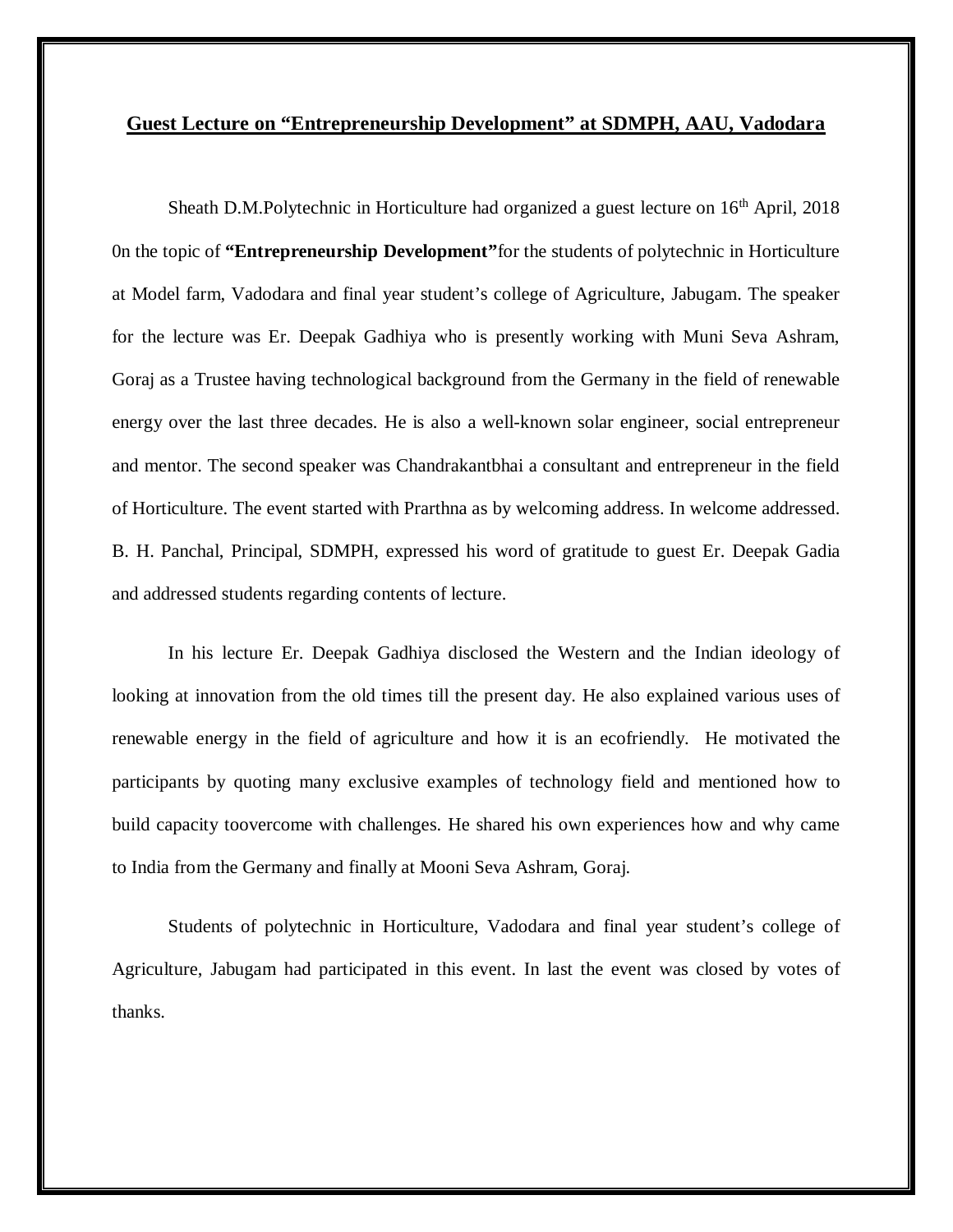## Guest Lecture on "Entrepreneurship Development" at SDMPH, AAU, Vadodara

Sheath D.M.Polytechnic in Horticulture had organized a guest lecture on 16th April, 2018 0n the topic of **"Entrepreneurship Development"** for the students of polytechnic in Horticulture at Model farm, Vadodara and final year student's college of Agriculture, Jabugam. The speaker for the lecture was Er. Deepak Gadhiya who is presently working with Muni Seva Ashram, Goraj as a Trustee having technological background from the Germany in the field of renewable energy over the last three decades. He is also a well-known solar engineer, social entrepreneur and mentor. The second speaker was Chandrakantbhai a consultant and entrepreneur in the field of Horticulture. The event started with Prarthna as by welcoming address. In welcome addressed. B. H. Panchal, Principal, SDMPH, expressed his word of gratitude to guest Er. Deepak Gadia and addressed students regarding contents of lecture.

In his lecture Er. Deepak Gadhiya disclosed the Western and the Indian ideology of looking at innovation from the old times till the present day. He also explained various uses of renewable energy in the field of agriculture and how it is an ecofriendly. He motivated the participants by quoting many exclusive examples of technology field and mentioned how to build capacity toovercome with challenges. He shared his own experiences how and why came to India from the Germany and finally at Mooni Seva Ashram, Goraj.

Students of polytechnic in Horticulture, Vadodara and final year student's college of Agriculture, Jabugam had participated in this event. In last the event was closed by votes of thanks.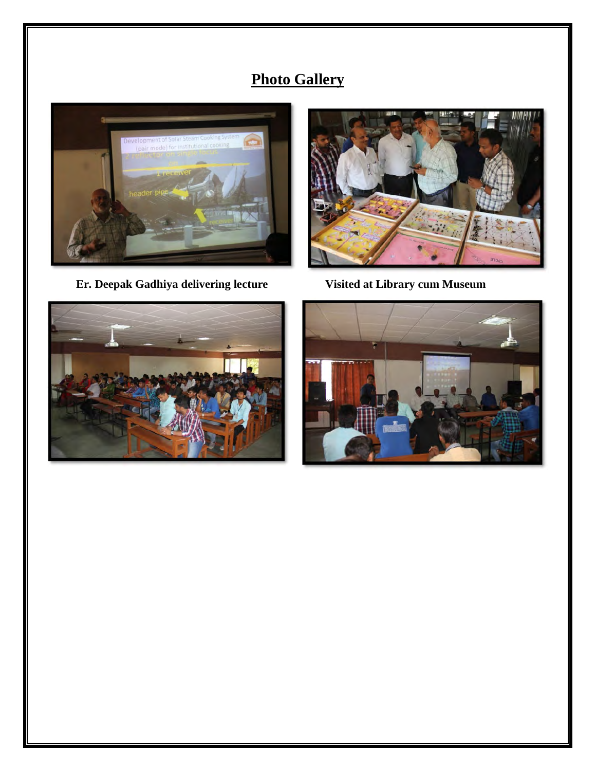## Photo Gallery

Er. Deepak Gadhiya delivering lecture

Visited at Library cum Museum